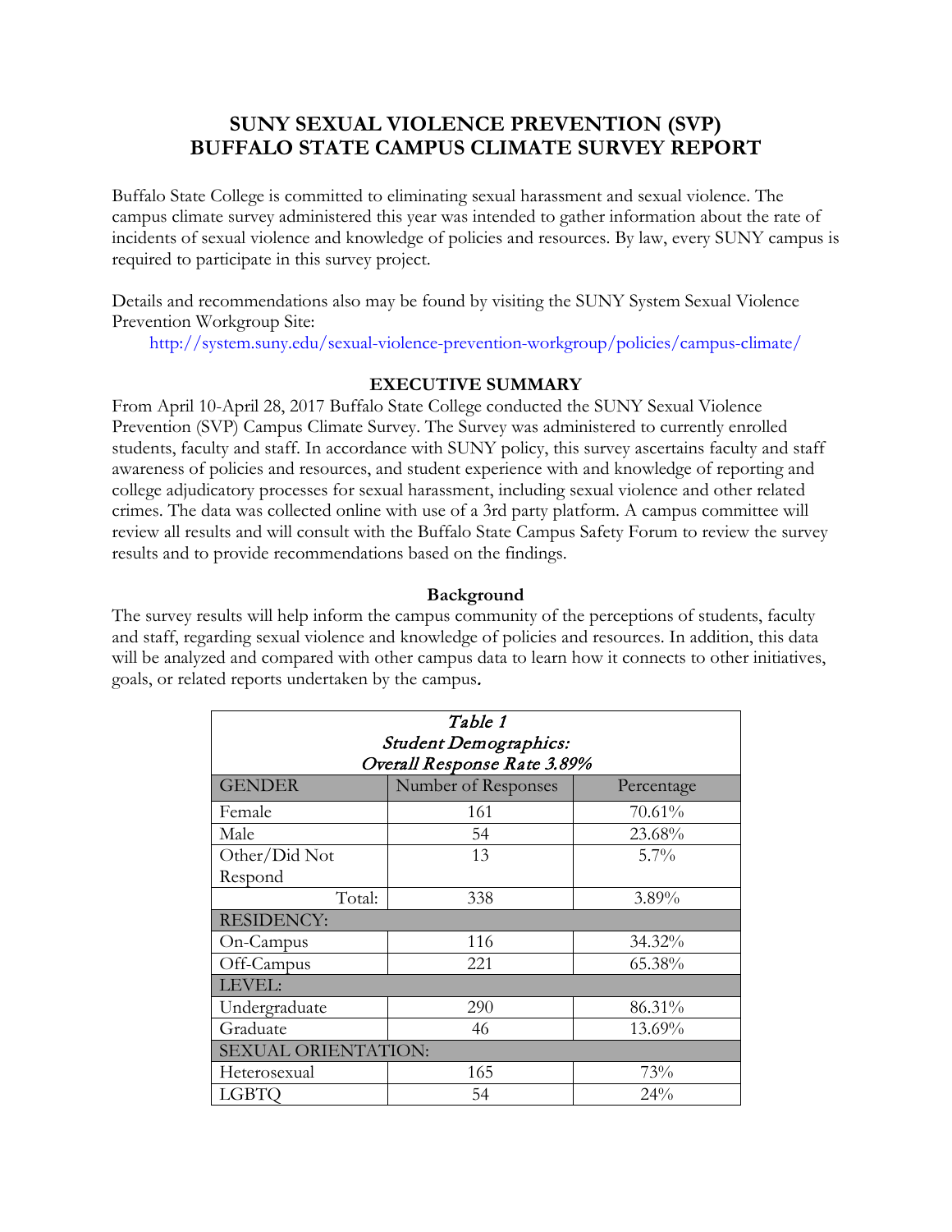# SUNY SEXUAL VIOLENCE PREVENTION (SVP) BUFFALO STATE CAMPUS CLIMATE SURVEY REPORT

Buffalo State College is committed to eliminating sexual harassment and sexual violence. The campus climate survey administered this year was intended to gather information about the rate of incidents of sexual violence and knowledge of policies and resources. By law, every SUNY campus is required to participate in this survey project.

Details and recommendations also may be found by visiting the SUNY System Sexual Violence Prevention Workgroup Site:

http://system.suny.edu/sexual-violence-prevention-workgroup/policies/campus-climate/

## EXECUTIVE SUMMARY

From April 10-April 28, 2017 Buffalo State College conducted the SUNY Sexual Violence Prevention (SVP) Campus Climate Survey. The Survey was administered to currently enrolled students, faculty and staff. In accordance with SUNY policy, this survey ascertains faculty and staff awareness of policies and resources, and student experience with and knowledge of reporting and college adjudicatory processes for sexual harassment, including sexual violence and other related crimes. The data was collected online with use of a 3rd party platform. A campus committee will review all results and will consult with the Buffalo State Campus Safety Forum to review the survey results and to provide recommendations based on the findings.

### Background

The survey results will help inform the campus community of the perceptions of students, faculty and staff, regarding sexual violence and knowledge of policies and resources. In addition, this data will be analyzed and compared with other campus data to learn how it connects to other initiatives, goals, or related reports undertaken by the campus.

*Table 1*
*Student Demographics:*
*Overall Response Rate 3.89%*

| GENDER | Number of Responses | Percentage |
|---|---|---|
| Female | 161 | 70.61% |
| Male | 54 | 23.68% |
| Other/Did Not Respond | 13 | 5.7% |
| Total: | 338 | 3.89% |
| RESIDENCY: | | |
| On-Campus | 116 | 34.32% |
| Off-Campus | 221 | 65.38% |
| LEVEL: | | |
| Undergraduate | 290 | 86.31% |
| Graduate | 46 | 13.69% |
| SEXUAL ORIENTATION: | | |
| Heterosexual | 165 | 73% |
| LGBTQ | 54 | 24% |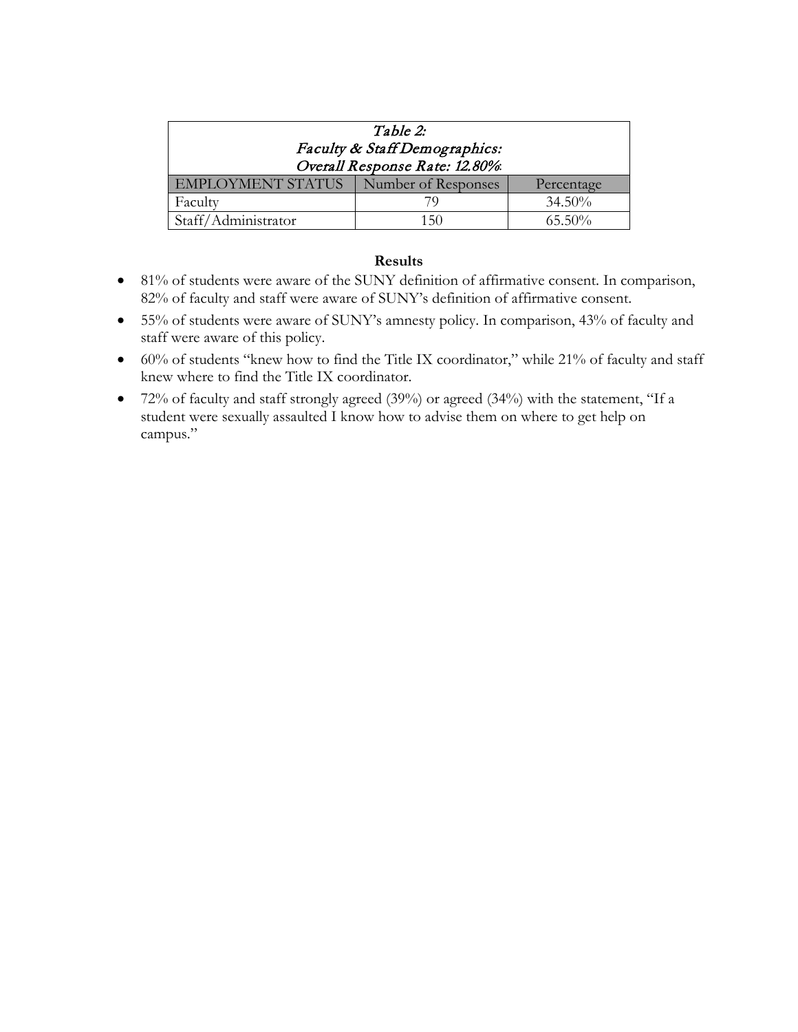| *Table 2: Faculty & Staff Demographics: Overall Response Rate: 12.80%* | | |
|---|---|---|
| EMPLOYMENT STATUS | Number of Responses | Percentage |
| Faculty | 79 | 34.50% |
| Staff/Administrator | 150 | 65.50% |

**Results**

- 81% of students were aware of the SUNY definition of affirmative consent. In comparison, 82% of faculty and staff were aware of SUNY's definition of affirmative consent.
- 55% of students were aware of SUNY's amnesty policy. In comparison, 43% of faculty and staff were aware of this policy.
- 60% of students "knew how to find the Title IX coordinator," while 21% of faculty and staff knew where to find the Title IX coordinator.
- 72% of faculty and staff strongly agreed (39%) or agreed (34%) with the statement, "If a student were sexually assaulted I know how to advise them on where to get help on campus."